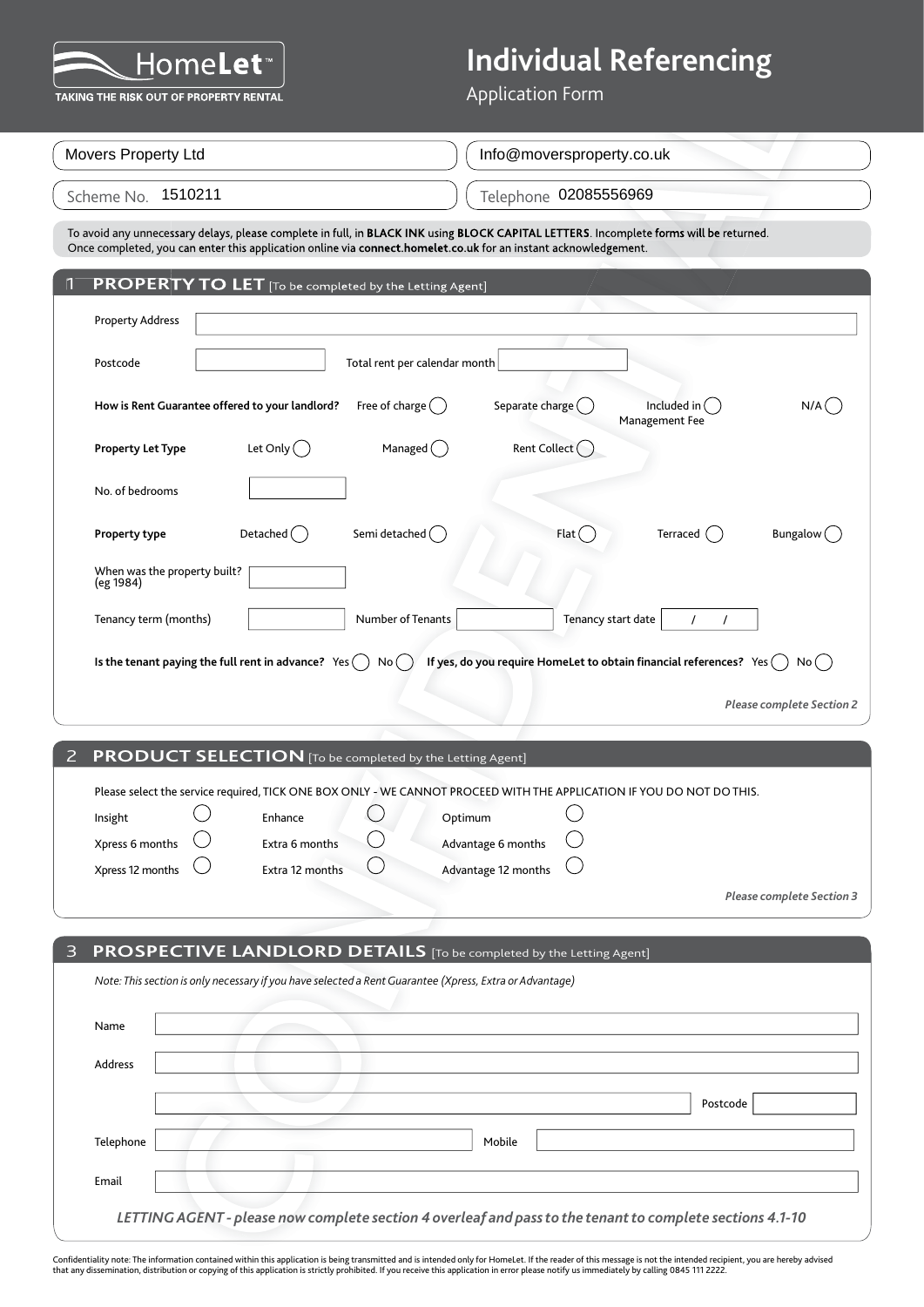HomeLet™

TAKING THE RISK OUT OF PROPERTY RENTAL

# Individual Referencing

Application Form

Movers Property Ltd

Info@moversproperty.co.uk

Scheme No. 1510211

Telephone 02085556969

To avoid any unnecessary delays, please complete in full, in **BLACK INK** using **BLOCK CAPITAL LETTERS**. Incomplete forms will be returned. Once completed, you can enter this application online via **connect.homelet.co.uk** for an instant acknowledgement.

## 1 PROPERTY TO LET [To be completed by the Letting Agent]

Property Address

Postcode

Total rent per calendar month

**How is Rent Guarantee offered to your landlord?** Free of charge ◯ Separate charge ◯ Included in Management Fee ◯ N/A ◯

**Property Let Type** Let Only ◯ Managed ◯ Rent Collect ◯

No. of bedrooms

**Property type** Detached ◯ Semi detached ◯ Flat ◯ Terraced ◯ Bungalow ◯

When was the property built? (eg 1984)

Tenancy term (months)

Number of Tenants

Tenancy start date / /

**Is the tenant paying the full rent in advance?** Yes ◯ No ◯ **If yes, do you require HomeLet to obtain financial references?** Yes ◯ No ◯

***Please complete Section 2***

## 2 PRODUCT SELECTION [To be completed by the Letting Agent]

Please select the service required, TICK ONE BOX ONLY - WE CANNOT PROCEED WITH THE APPLICATION IF YOU DO NOT DO THIS.

| | | |
|---|---|---|
| Insight ◯ | Enhance ◯ | Optimum ◯ |
| Xpress 6 months ◯ | Extra 6 months ◯ | Advantage 6 months ◯ |
| Xpress 12 months ◯ | Extra 12 months ◯ | Advantage 12 months ◯ |

***Please complete Section 3***

## 3 PROSPECTIVE LANDLORD DETAILS [To be completed by the Letting Agent]

*Note: This section is only necessary if you have selected a Rent Guarantee (Xpress, Extra or Advantage)*

Name

Address

Postcode

Telephone

Mobile

Email

***LETTING AGENT - please now complete section 4 overleaf and pass to the tenant to complete sections 4.1-10***

Confidentiality note: The information contained within this application is being transmitted and is intended only for HomeLet. If the reader of this message is not the intended recipient, you are hereby advised that any dissemination, distribution or copying of this application is strictly prohibited. If you receive this application in error please notify us immediately by calling 0845 111 2222.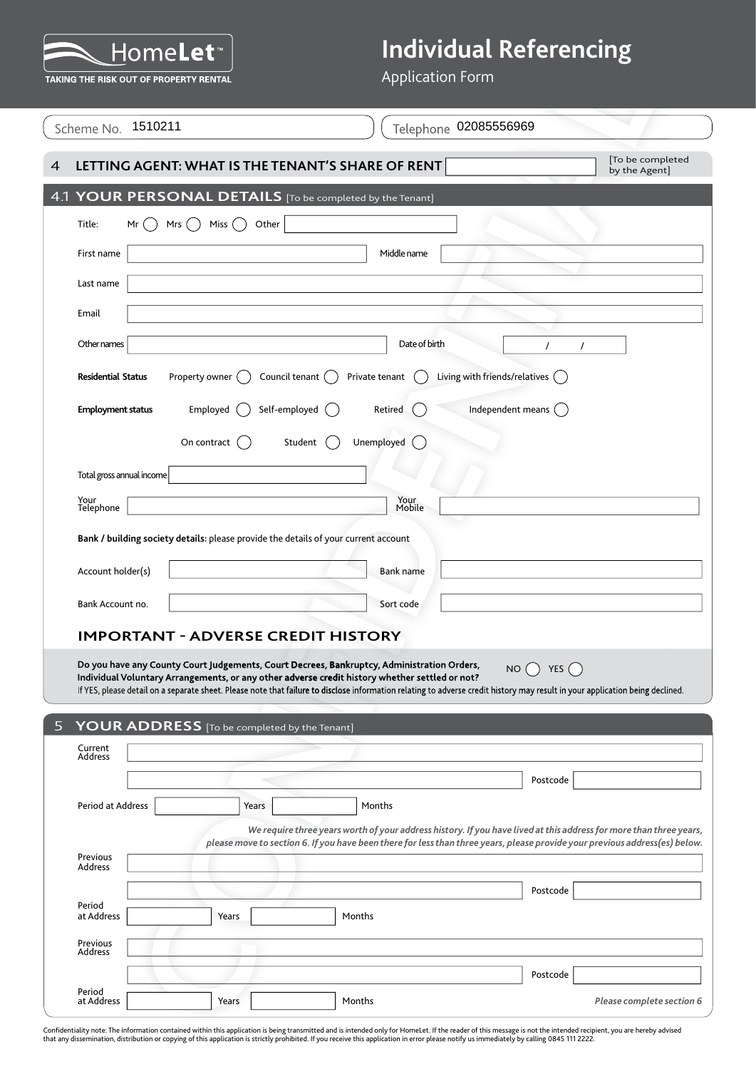# HomeLet™

TAKING THE RISK OUT OF PROPERTY RENTAL

## Individual Referencing

Application Form

Scheme No. 1510211

Telephone 02085556969

## 4 LETTING AGENT: WHAT IS THE TENANT'S SHARE OF RENT

[To be completed by the Agent]

## 4.1 YOUR PERSONAL DETAILS [To be completed by the Tenant]

Title: Mr ( ) Mrs ( ) Miss ( ) Other

First name | Middle name

Last name

Email

Other names | Date of birth / /

**Residential Status** Property owner ( ) Council tenant ( ) Private tenant ( ) Living with friends/relatives ( )

**Employment status** Employed ( ) Self-employed ( ) Retired ( ) Independent means ( ) On contract ( ) Student ( ) Unemployed ( )

Total gross annual income

Your Telephone | Your Mobile

**Bank / building society details:** please provide the details of your current account

Account holder(s) | Bank name

Bank Account no. | Sort code

### IMPORTANT - ADVERSE CREDIT HISTORY

**Do you have any County Court Judgements, Court Decrees, Bankruptcy, Administration Orders, Individual Voluntary Arrangements, or any other adverse credit history whether settled or not?** NO ( ) YES ( )

If YES, please detail on a separate sheet. Please note that failure to disclose information relating to adverse credit history may result in your application being declined.

## 5 YOUR ADDRESS [To be completed by the Tenant]

Current Address

Postcode

Period at Address Years Months

*We require three years worth of your address history. If you have lived at this address for more than three years, please move to section 6. If you have been there for less than three years, please provide your previous address(es) below.*

Previous Address

Postcode

Period at Address Years Months

Previous Address

Postcode

Period at Address Years Months

*Please complete section 6*

Confidentiality note: The information contained within this application is being transmitted and is intended only for HomeLet. If the reader of this message is not the intended recipient, you are hereby advised that any dissemination, distribution or copying of this application is strictly prohibited. If you receive this application in error please notify us immediately by calling 0845 111 2222.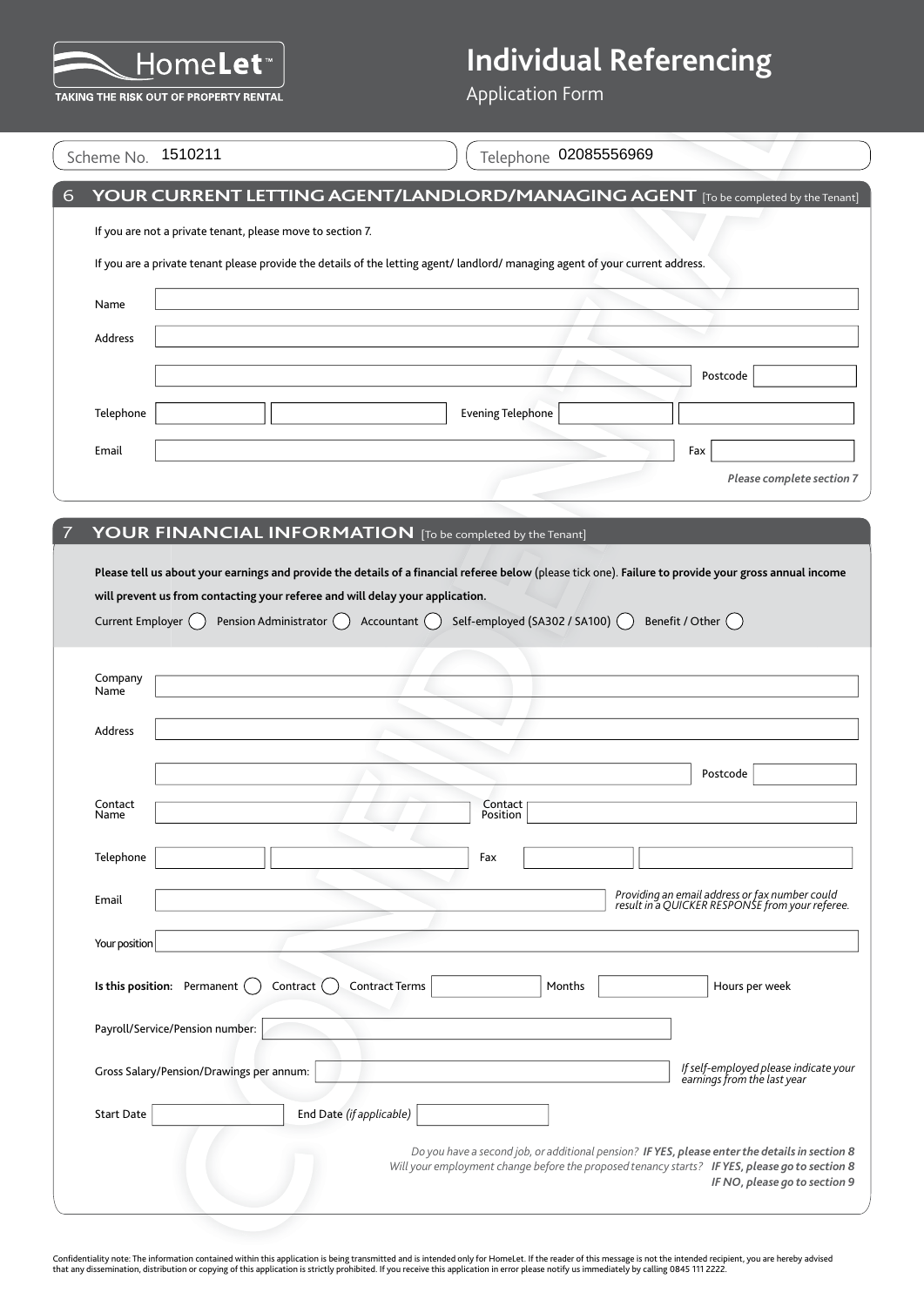# HomeLet™

TAKING THE RISK OUT OF PROPERTY RENTAL

# Individual Referencing

Application Form

Scheme No. 1510211

Telephone 02085556969

## 6 YOUR CURRENT LETTING AGENT/LANDLORD/MANAGING AGENT [To be completed by the Tenant]

If you are not a private tenant, please move to section 7.

If you are a private tenant please provide the details of the letting agent/ landlord/ managing agent of your current address.

Name

Address

Postcode

Telephone

Evening Telephone

Email

Fax

*Please complete section 7*

## 7 YOUR FINANCIAL INFORMATION [To be completed by the Tenant]

**Please tell us about your earnings and provide the details of a financial referee below** (please tick one). **Failure to provide your gross annual income will prevent us from contacting your referee and will delay your application.**

Current Employer ◯ Pension Administrator ◯ Accountant ◯ Self-employed (SA302 / SA100) ◯ Benefit / Other ◯

Company Name

Address

Postcode

Contact Name

Contact Position

Telephone

Fax

Email

*Providing an email address or fax number could result in a QUICKER RESPONSE from your referee.*

Your position

**Is this position:** Permanent ◯ Contract ◯ Contract Terms Months Hours per week

Payroll/Service/Pension number:

Gross Salary/Pension/Drawings per annum:

*If self-employed please indicate your earnings from the last year*

Start Date

End Date *(if applicable)*

*Do you have a second job, or additional pension?* ***IF YES, please enter the details in section 8***

*Will your employment change before the proposed tenancy starts?* ***IF YES, please go to section 8***

***IF NO, please go to section 9***

Confidentiality note: The information contained within this application is being transmitted and is intended only for HomeLet. If the reader of this message is not the intended recipient, you are hereby advised that any dissemination, distribution or copying of this application is strictly prohibited. If you receive this application in error please notify us immediately by calling 0845 111 2222.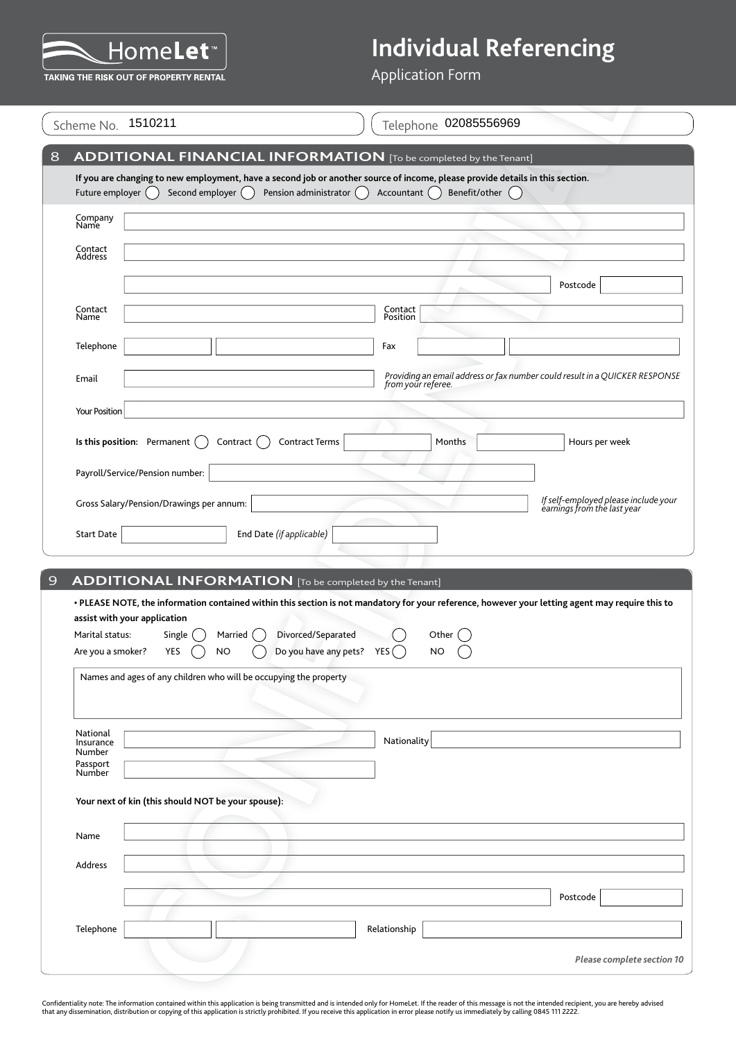# HomeLet™

TAKING THE RISK OUT OF PROPERTY RENTAL

# Individual Referencing

Application Form

Scheme No. 1510211

Telephone 02085556969

## 8 ADDITIONAL FINANCIAL INFORMATION [To be completed by the Tenant]

**If you are changing to new employment, have a second job or another source of income, please provide details in this section.**

Future employer ( ) Second employer ( ) Pension administrator ( ) Accountant ( ) Benefit/other ( )

Company Name

Contact Address

Postcode

Contact Name

Contact Position

Telephone

Fax

Email

*Providing an email address or fax number could result in a QUICKER RESPONSE from your referee.*

Your Position

**Is this position:** Permanent ( ) Contract ( ) Contract Terms Months Hours per week

Payroll/Service/Pension number:

Gross Salary/Pension/Drawings per annum:

*If self-employed please include your earnings from the last year*

Start Date

End Date *(if applicable)*

## 9 ADDITIONAL INFORMATION [To be completed by the Tenant]

**• PLEASE NOTE, the information contained within this section is not mandatory for your reference, however your letting agent may require this to assist with your application**

Marital status: Single ( ) Married ( ) Divorced/Separated ( ) Other ( )

Are you a smoker? YES ( ) NO ( ) Do you have any pets? YES ( ) NO ( )

Names and ages of any children who will be occupying the property

National Insurance Number

Nationality

Passport Number

**Your next of kin (this should NOT be your spouse):**

Name

Address

Postcode

Telephone

Relationship

***Please complete section 10***

Confidentiality note: The information contained within this application is being transmitted and is intended only for HomeLet. If the reader of this message is not the intended recipient, you are hereby advised that any dissemination, distribution or copying of this application is strictly prohibited. If you receive this application in error please notify us immediately by calling 0845 111 2222.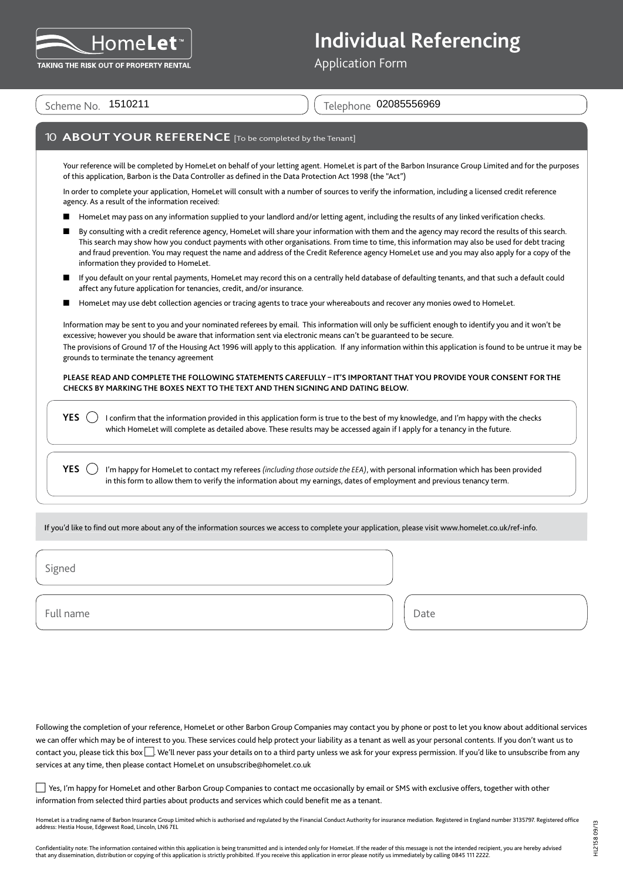# HomeLet™

TAKING THE RISK OUT OF PROPERTY RENTAL

# Individual Referencing

Application Form

Scheme No. 1510211

Telephone 02085556969

## 10 ABOUT YOUR REFERENCE [To be completed by the Tenant]

Your reference will be completed by HomeLet on behalf of your letting agent. HomeLet is part of the Barbon Insurance Group Limited and for the purposes of this application, Barbon is the Data Controller as defined in the Data Protection Act 1998 (the "Act")

In order to complete your application, HomeLet will consult with a number of sources to verify the information, including a licensed credit reference agency. As a result of the information received:

- HomeLet may pass on any information supplied to your landlord and/or letting agent, including the results of any linked verification checks.
- By consulting with a credit reference agency, HomeLet will share your information with them and the agency may record the results of this search. This search may show how you conduct payments with other organisations. From time to time, this information may also be used for debt tracing and fraud prevention. You may request the name and address of the Credit Reference agency HomeLet use and you may also apply for a copy of the information they provided to HomeLet.
- If you default on your rental payments, HomeLet may record this on a centrally held database of defaulting tenants, and that such a default could affect any future application for tenancies, credit, and/or insurance.
- HomeLet may use debt collection agencies or tracing agents to trace your whereabouts and recover any monies owed to HomeLet.

Information may be sent to you and your nominated referees by email. This information will only be sufficient enough to identify you and it won't be excessive; however you should be aware that information sent via electronic means can't be guaranteed to be secure.

The provisions of Ground 17 of the Housing Act 1996 will apply to this application. If any information within this application is found to be untrue it may be grounds to terminate the tenancy agreement

**PLEASE READ AND COMPLETE THE FOLLOWING STATEMENTS CAREFULLY – IT'S IMPORTANT THAT YOU PROVIDE YOUR CONSENT FOR THE CHECKS BY MARKING THE BOXES NEXT TO THE TEXT AND THEN SIGNING AND DATING BELOW.**

**YES** ◯ I confirm that the information provided in this application form is true to the best of my knowledge, and I'm happy with the checks which HomeLet will complete as detailed above. These results may be accessed again if I apply for a tenancy in the future.

**YES** ◯ I'm happy for HomeLet to contact my referees *(including those outside the EEA)*, with personal information which has been provided in this form to allow them to verify the information about my earnings, dates of employment and previous tenancy term.

If you'd like to find out more about any of the information sources we access to complete your application, please visit www.homelet.co.uk/ref-info.

Signed

Full name

Date

Following the completion of your reference, HomeLet or other Barbon Group Companies may contact you by phone or post to let you know about additional services we can offer which may be of interest to you. These services could help protect your liability as a tenant as well as your personal contents. If you don't want us to contact you, please tick this box ☐. We'll never pass your details on to a third party unless we ask for your express permission. If you'd like to unsubscribe from any services at any time, then please contact HomeLet on unsubscribe@homelet.co.uk

☐ Yes, I'm happy for HomeLet and other Barbon Group Companies to contact me occasionally by email or SMS with exclusive offers, together with other information from selected third parties about products and services which could benefit me as a tenant.

HomeLet is a trading name of Barbon Insurance Group Limited which is authorised and regulated by the Financial Conduct Authority for insurance mediation. Registered in England number 3135797. Registered office address: Hestia House, Edgewest Road, Lincoln, LN6 7EL

Confidentiality note: The information contained within this application is being transmitted and is intended only for HomeLet. If the reader of this message is not the intended recipient, you are hereby advised that any dissemination, distribution or copying of this application is strictly prohibited. If you receive this application in error please notify us immediately by calling 0845 111 2222.

HL2158 09/13